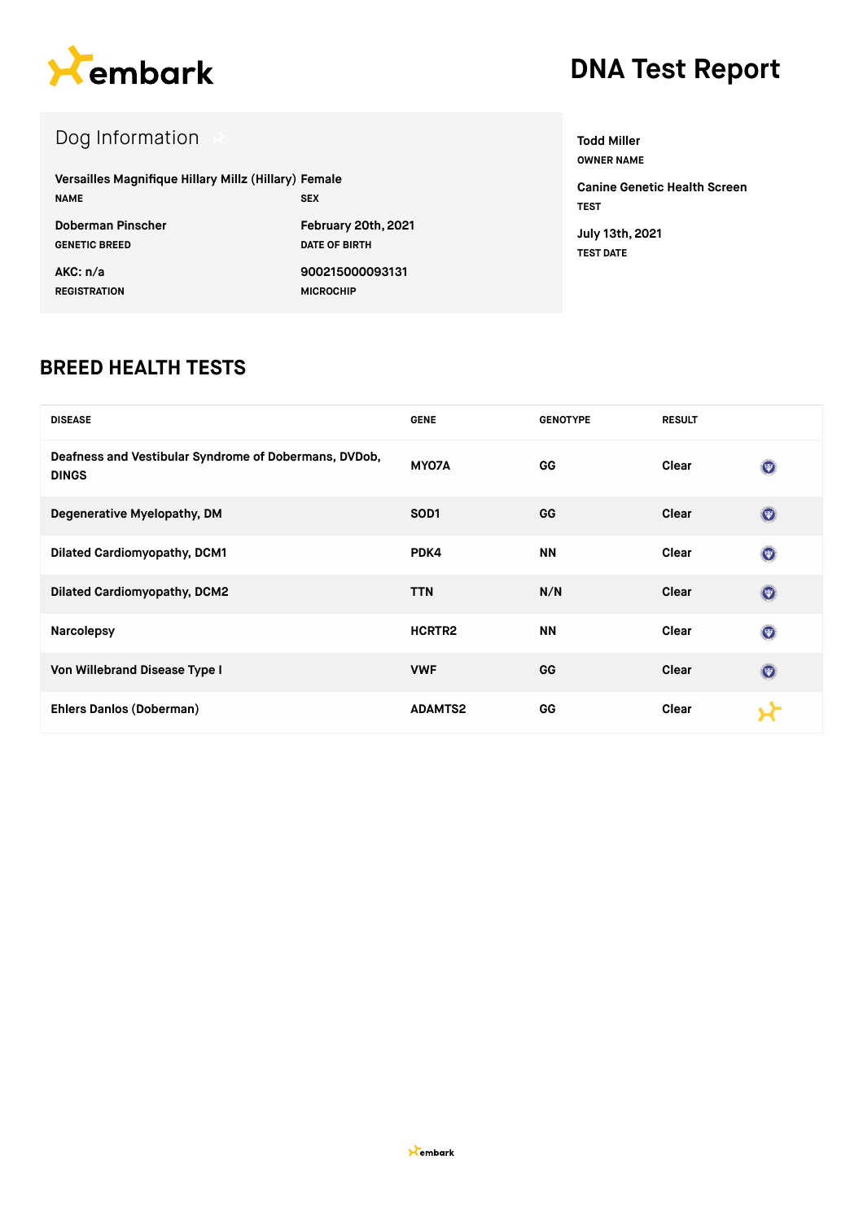embark

# DNA Test Report

## Dog Information

| | |
|---|---|
| **Versailles Magnifique Hillary Millz (Hillary)** | **Female** |
| NAME | SEX |
| **Doberman Pinscher** | **February 20th, 2021** |
| GENETIC BREED | DATE OF BIRTH |
| **AKC: n/a** | **900215000093131** |
| REGISTRATION | MICROCHIP |

**Todd Miller**
OWNER NAME

**Canine Genetic Health Screen**
TEST

**July 13th, 2021**
TEST DATE

## BREED HEALTH TESTS

| DISEASE | GENE | GENOTYPE | RESULT |
|---|---|---|---|
| Deafness and Vestibular Syndrome of Dobermans, DVDob, DINGS | MYO7A | GG | Clear |
| Degenerative Myelopathy, DM | SOD1 | GG | Clear |
| Dilated Cardiomyopathy, DCM1 | PDK4 | NN | Clear |
| Dilated Cardiomyopathy, DCM2 | TTN | N/N | Clear |
| Narcolepsy | HCRTR2 | NN | Clear |
| Von Willebrand Disease Type I | VWF | GG | Clear |
| Ehlers Danlos (Doberman) | ADAMTS2 | GG | Clear |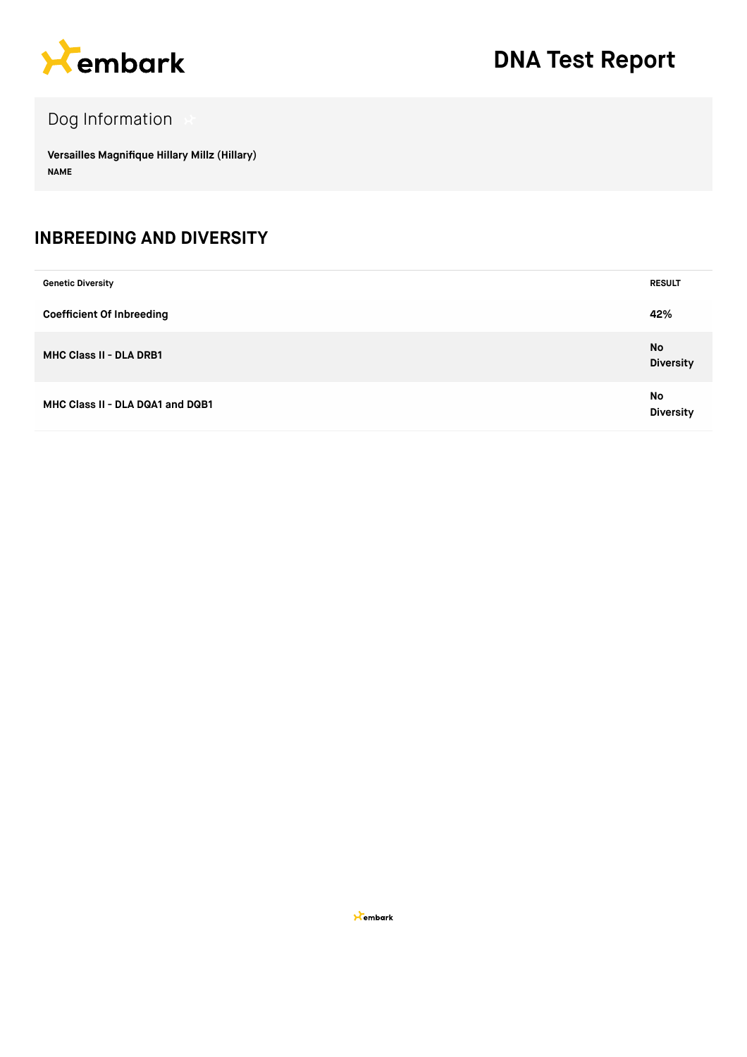# DNA Test Report

## Dog Information

**Versailles Magnifique Hillary Millz (Hillary)**
**NAME**

## INBREEDING AND DIVERSITY

| Genetic Diversity | RESULT |
| --- | --- |
| Coefficient Of Inbreeding | 42% |
| MHC Class II - DLA DRB1 | No Diversity |
| MHC Class II - DLA DQA1 and DQB1 | No Diversity |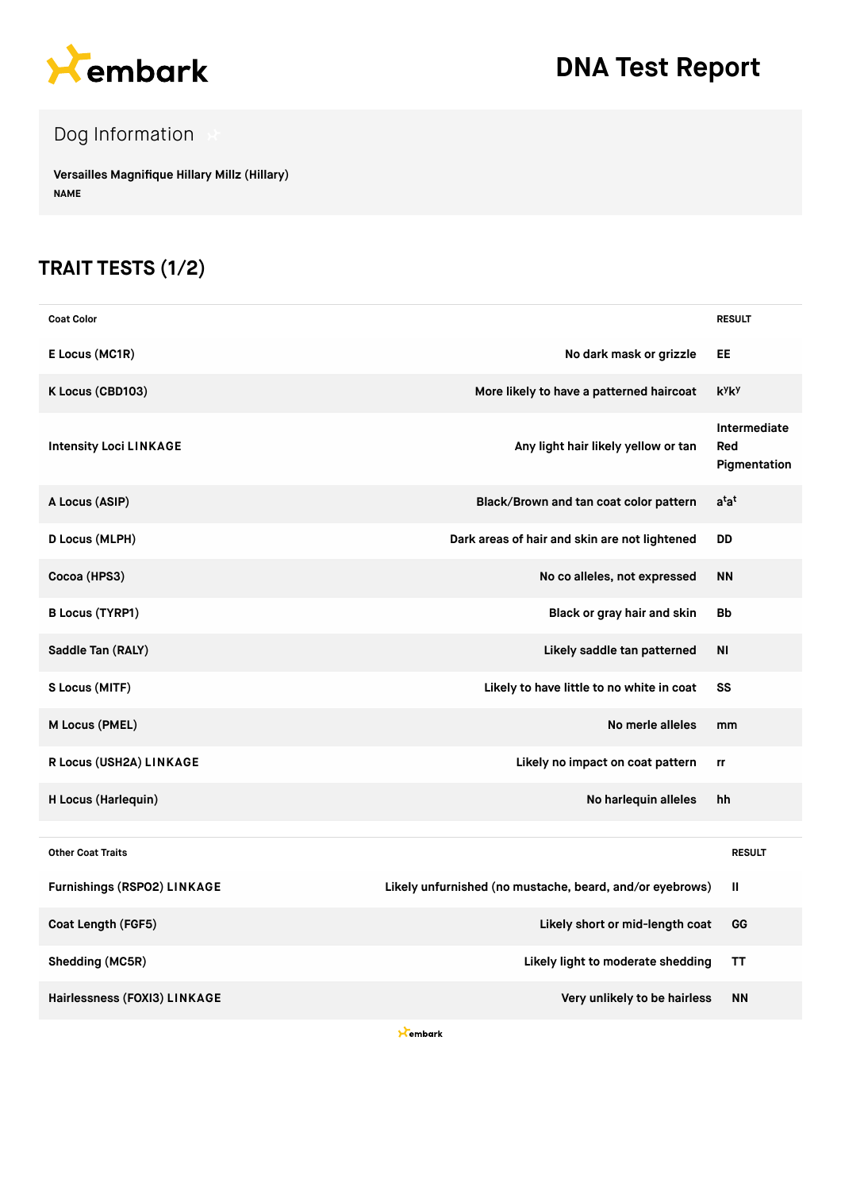# DNA Test Report

## Dog Information

**Versailles Magnifique Hillary Millz (Hillary)**
NAME

## TRAIT TESTS (1/2)

| Coat Color | | RESULT |
|---|---|---|
| E Locus (MC1R) | No dark mask or grizzle | EE |
| K Locus (CBD103) | More likely to have a patterned haircoat | $k^yk^y$ |
| Intensity Loci LINKAGE | Any light hair likely yellow or tan | Intermediate Red Pigmentation |
| A Locus (ASIP) | Black/Brown and tan coat color pattern | $a^ta^t$ |
| D Locus (MLPH) | Dark areas of hair and skin are not lightened | DD |
| Cocoa (HPS3) | No co alleles, not expressed | NN |
| B Locus (TYRP1) | Black or gray hair and skin | Bb |
| Saddle Tan (RALY) | Likely saddle tan patterned | NI |
| S Locus (MITF) | Likely to have little to no white in coat | SS |
| M Locus (PMEL) | No merle alleles | mm |
| R Locus (USH2A) LINKAGE | Likely no impact on coat pattern | rr |
| H Locus (Harlequin) | No harlequin alleles | hh |

| Other Coat Traits | | RESULT |
|---|---|---|
| Furnishings (RSPO2) LINKAGE | Likely unfurnished (no mustache, beard, and/or eyebrows) | II |
| Coat Length (FGF5) | Likely short or mid-length coat | GG |
| Shedding (MC5R) | Likely light to moderate shedding | TT |
| Hairlessness (FOXI3) LINKAGE | Very unlikely to be hairless | NN |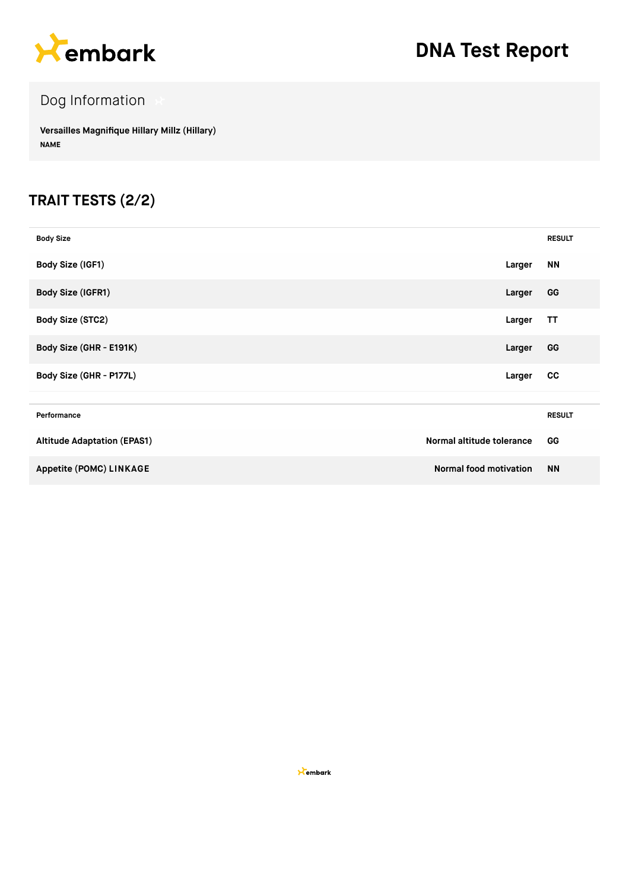# DNA Test Report

## Dog Information

**Versailles Magnifique Hillary Millz (Hillary)**
NAME

## TRAIT TESTS (2/2)

| Body Size | | RESULT |
|---|---|---|
| Body Size (IGF1) | Larger | NN |
| Body Size (IGFR1) | Larger | GG |
| Body Size (STC2) | Larger | TT |
| Body Size (GHR - E191K) | Larger | GG |
| Body Size (GHR - P177L) | Larger | CC |

| Performance | | RESULT |
|---|---|---|
| Altitude Adaptation (EPAS1) | Normal altitude tolerance | GG |
| Appetite (POMC) LINKAGE | Normal food motivation | NN |